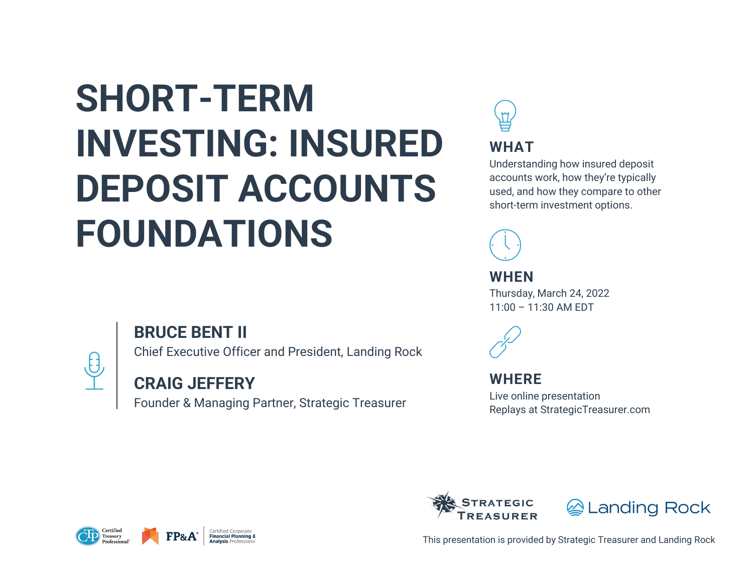# SHORT-TERM INVESTING: INSURED DEPOSIT ACCOUNTS FOUNDATIONS

**BRUCE BENT II**
Chief Executive Officer and President, Landing Rock

**CRAIG JEFFERY**
Founder & Managing Partner, Strategic Treasurer

## WHAT

Understanding how insured deposit accounts work, how they're typically used, and how they compare to other short-term investment options.

## WHEN

Thursday, March 24, 2022
11:00 – 11:30 AM EDT

## WHERE

Live online presentation
Replays at StrategicTreasurer.com

Certified Treasury Professional

FP&A Certified Corporate Financial Planning & Analysis Professional

STRATEGIC TREASURER

Landing Rock

This presentation is provided by Strategic Treasurer and Landing Rock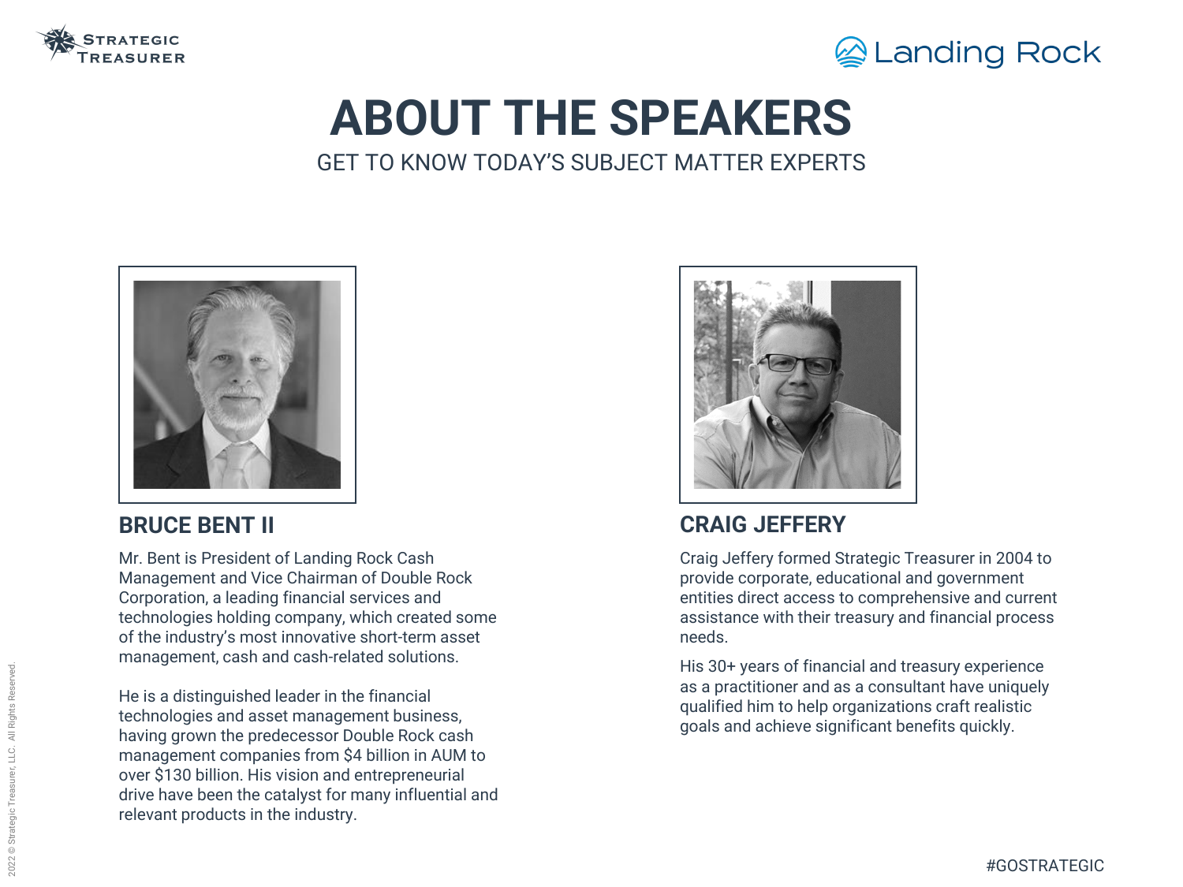# ABOUT THE SPEAKERS

GET TO KNOW TODAY'S SUBJECT MATTER EXPERTS

## BRUCE BENT II

Mr. Bent is President of Landing Rock Cash Management and Vice Chairman of Double Rock Corporation, a leading financial services and technologies holding company, which created some of the industry's most innovative short-term asset management, cash and cash-related solutions.

He is a distinguished leader in the financial technologies and asset management business, having grown the predecessor Double Rock cash management companies from $4 billion in AUM to over $130 billion. His vision and entrepreneurial drive have been the catalyst for many influential and relevant products in the industry.

## CRAIG JEFFERY

Craig Jeffery formed Strategic Treasurer in 2004 to provide corporate, educational and government entities direct access to comprehensive and current assistance with their treasury and financial process needs.

His 30+ years of financial and treasury experience as a practitioner and as a consultant have uniquely qualified him to help organizations craft realistic goals and achieve significant benefits quickly.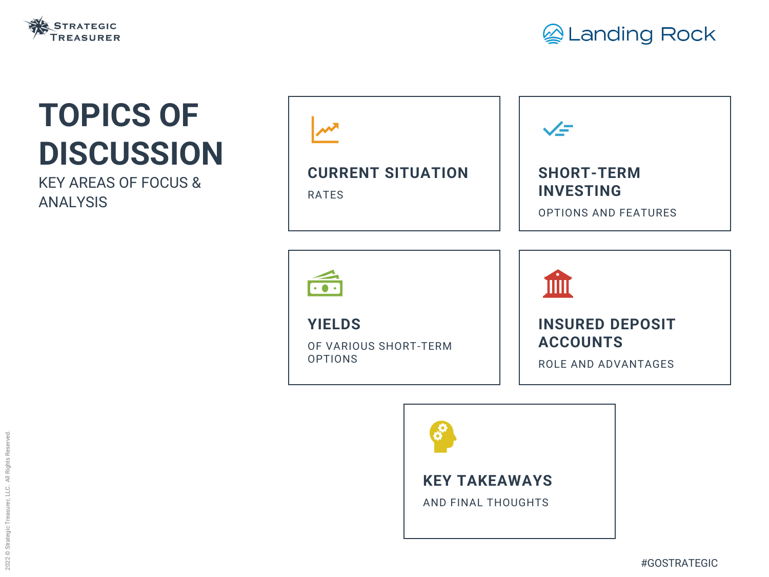# TOPICS OF DISCUSSION

KEY AREAS OF FOCUS & ANALYSIS

### CURRENT SITUATION

RATES

### SHORT-TERM INVESTING

OPTIONS AND FEATURES

### YIELDS

OF VARIOUS SHORT-TERM OPTIONS

### INSURED DEPOSIT ACCOUNTS

ROLE AND ADVANTAGES

### KEY TAKEAWAYS

AND FINAL THOUGHTS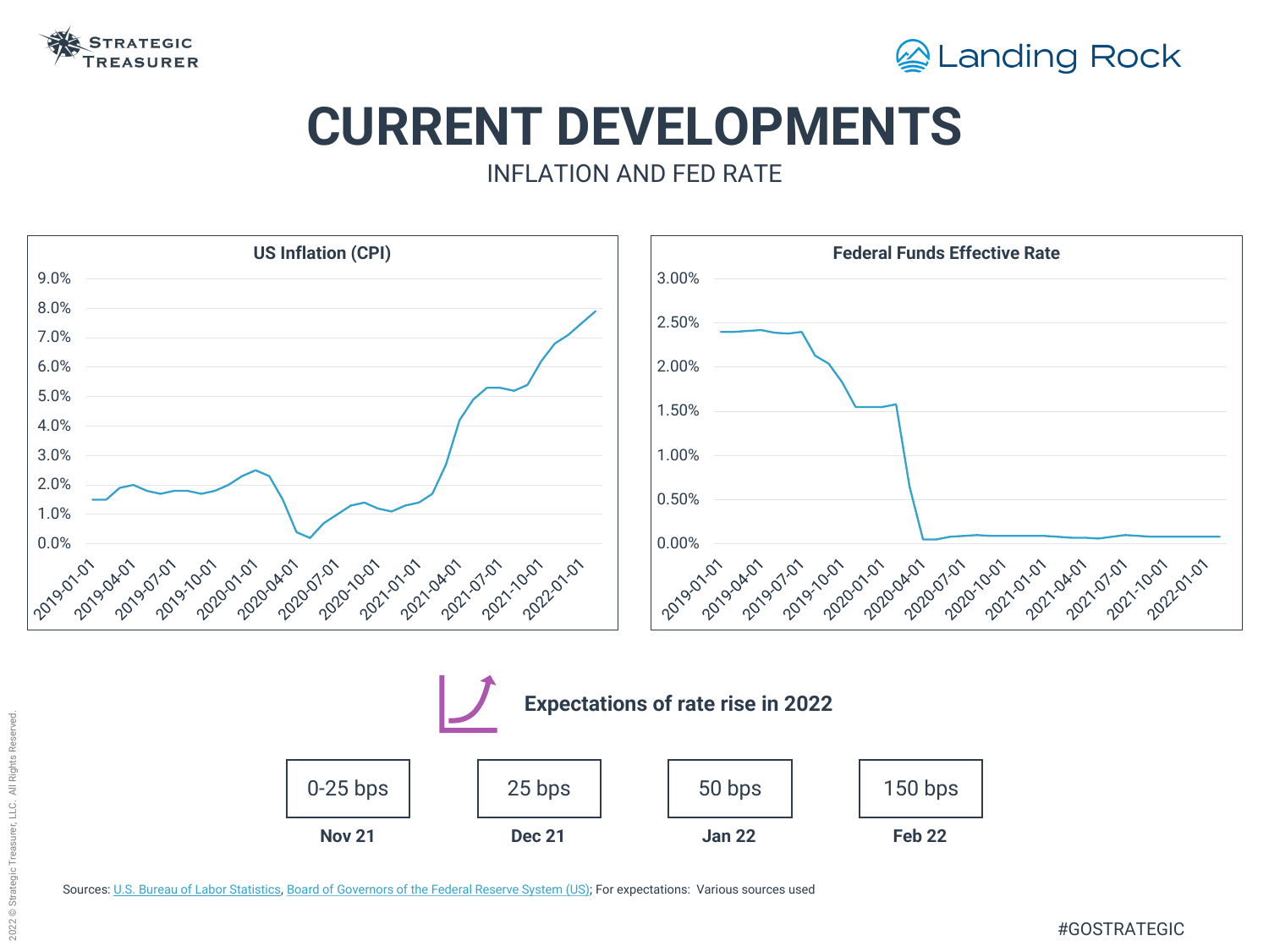# CURRENT DEVELOPMENTS

## INFLATION AND FED RATE

**US Inflation (CPI)**

**Federal Funds Effective Rate**

**Expectations of rate rise in 2022**

| 0-25 bps | 25 bps | 50 bps | 150 bps |
|---|---|---|---|
| **Nov 21** | **Dec 21** | **Jan 22** | **Feb 22** |

Sources: U.S. Bureau of Labor Statistics, Board of Governors of the Federal Reserve System (US); For expectations: Various sources used

#GOSTRATEGIC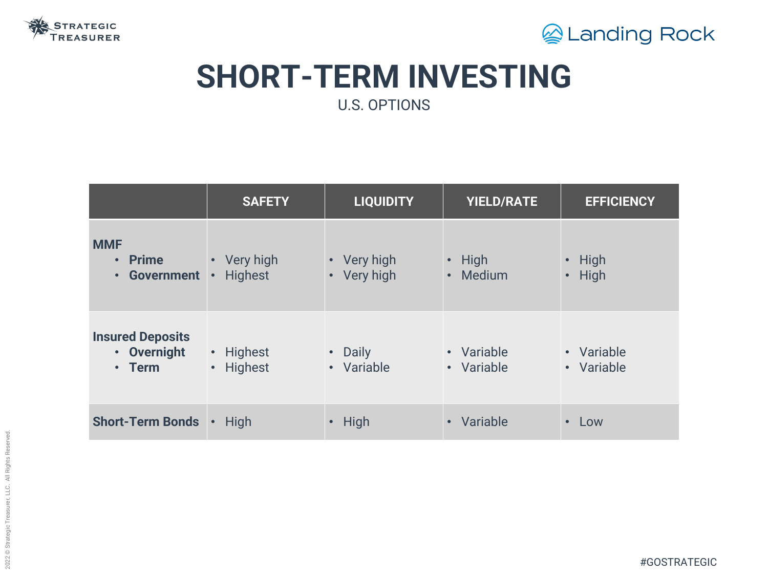# SHORT-TERM INVESTING

U.S. OPTIONS

| | SAFETY | LIQUIDITY | YIELD/RATE | EFFICIENCY |
|---|---|---|---|---|
| **MMF**<br>• **Prime**<br>• **Government** | • Very high<br>• Highest | • Very high<br>• Very high | • High<br>• Medium | • High<br>• High |
| **Insured Deposits**<br>• **Overnight**<br>• **Term** | • Highest<br>• Highest | • Daily<br>• Variable | • Variable<br>• Variable | • Variable<br>• Variable |
| **Short-Term Bonds** | • High | • High | • Variable | • Low |

#GOSTRATEGIC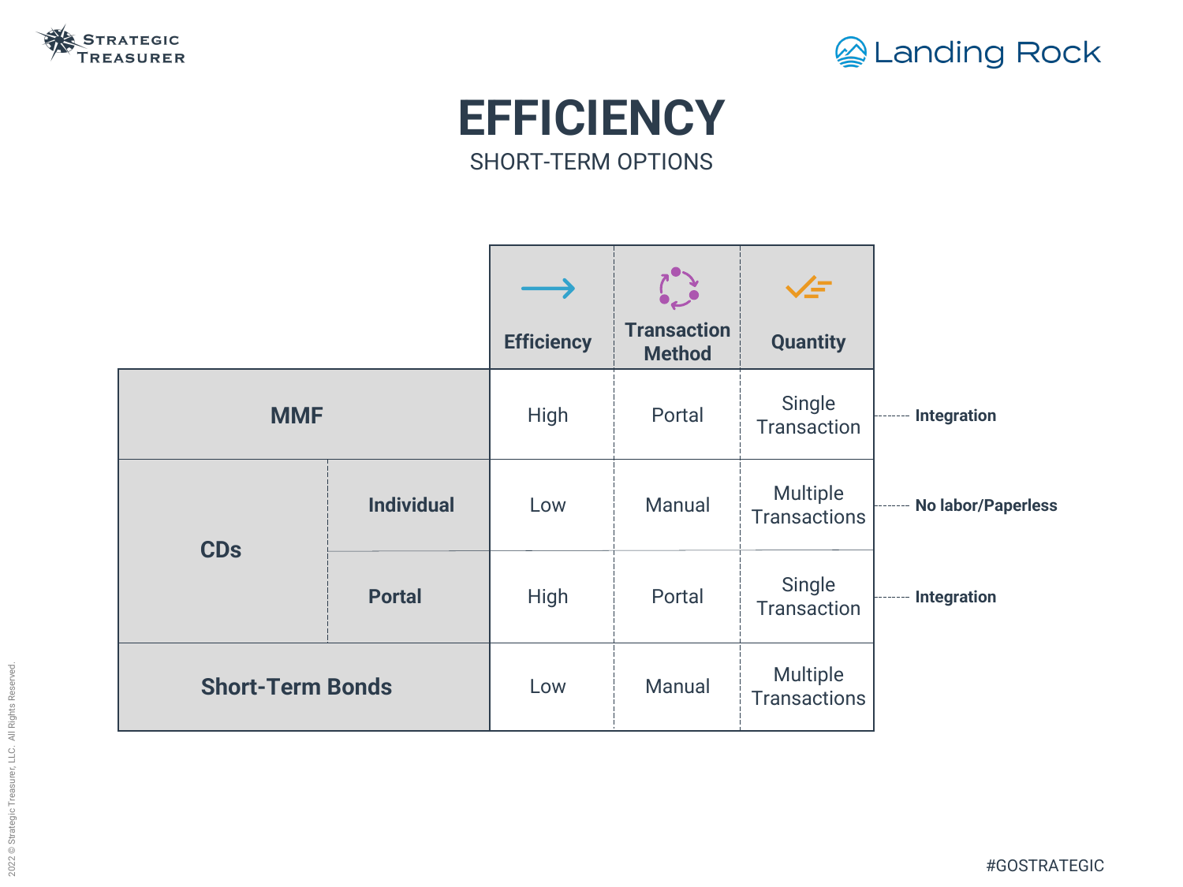# EFFICIENCY

SHORT-TERM OPTIONS

| | | Efficiency | Transaction Method | Quantity | |
|---|---|---|---|---|---|
| MMF | | High | Portal | Single Transaction | Integration |
| CDs | Individual | Low | Manual | Multiple Transactions | No labor/Paperless |
| | Portal | High | Portal | Single Transaction | Integration |
| Short-Term Bonds | | Low | Manual | Multiple Transactions | |

#GOSTRATEGIC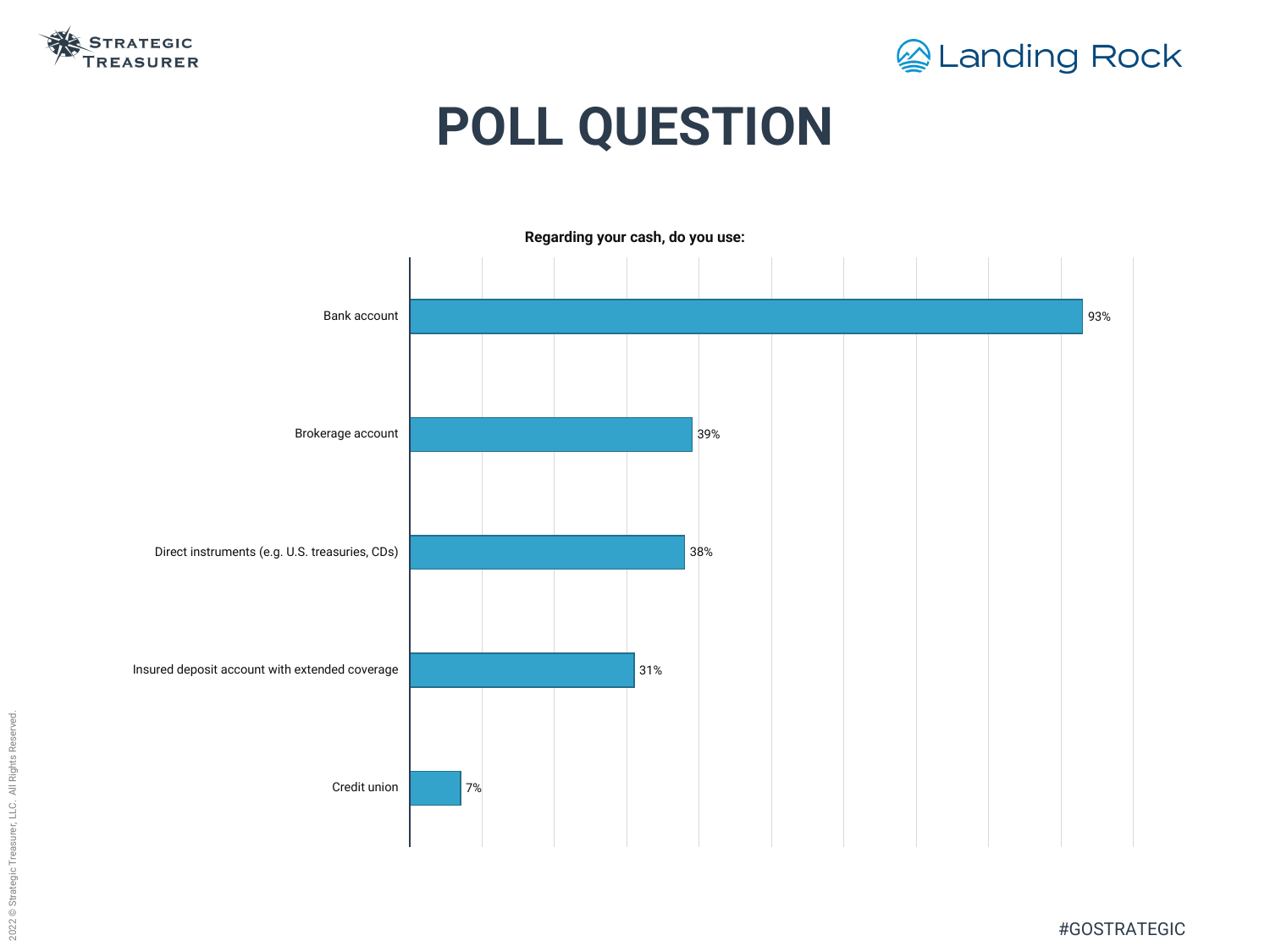# POLL QUESTION

**Regarding your cash, do you use:**

| Option | Percentage |
|---|---|
| Bank account | 93% |
| Brokerage account | 39% |
| Direct instruments (e.g. U.S. treasuries, CDs) | 38% |
| Insured deposit account with extended coverage | 31% |
| Credit union | 7% |

#GOSTRATEGIC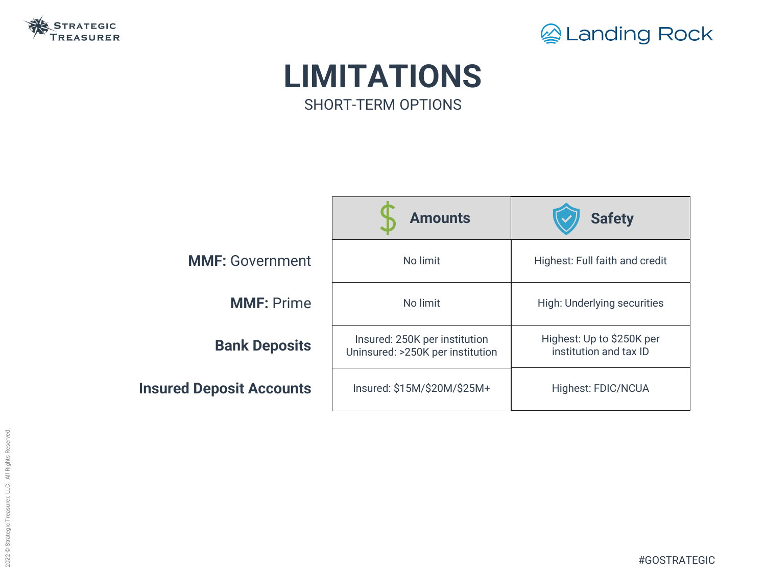# LIMITATIONS

## SHORT-TERM OPTIONS

| | Amounts | Safety |
|---|---|---|
| **MMF:** Government | No limit | Highest: Full faith and credit |
| **MMF:** Prime | No limit | High: Underlying securities |
| **Bank Deposits** | Insured: 250K per institution<br>Uninsured: >250K per institution | Highest: Up to $250K per institution and tax ID |
| **Insured Deposit Accounts** | Insured: $15M/$20M/$25M+ | Highest: FDIC/NCUA |

#GOSTRATEGIC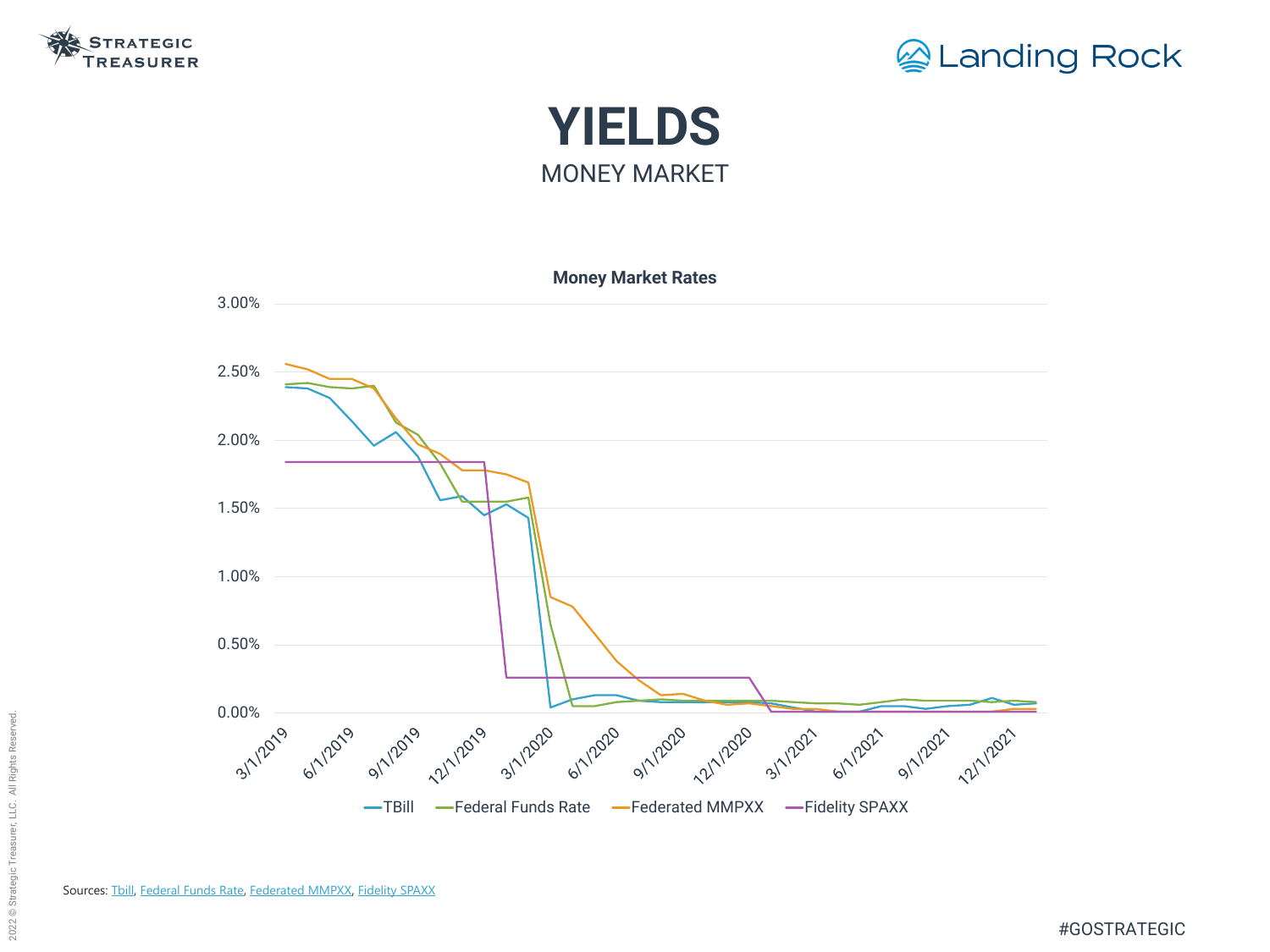# YIELDS

MONEY MARKET

**Money Market Rates**

Sources: Tbill, Federal Funds Rate, Federated MMPXX, Fidelity SPAXX

#GOSTRATEGIC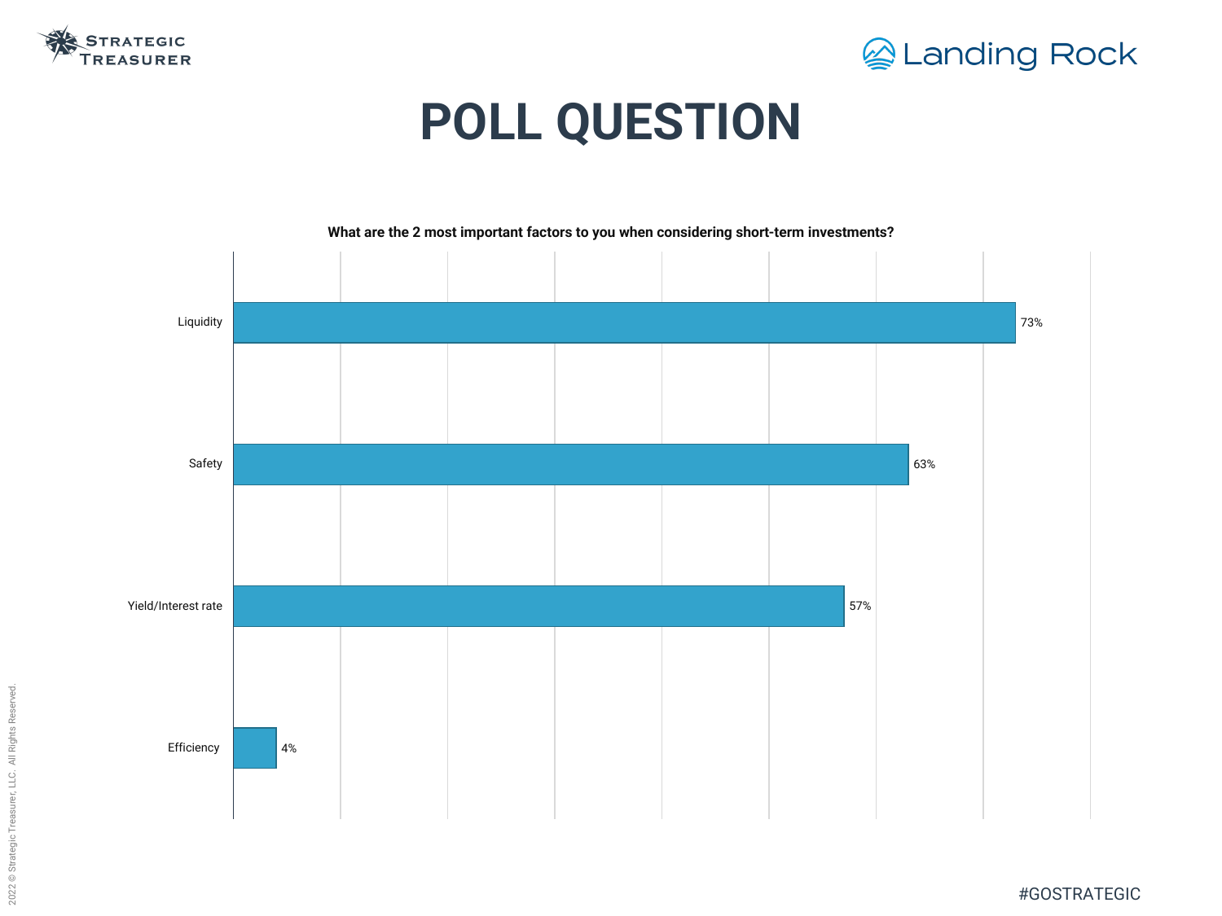# POLL QUESTION

**What are the 2 most important factors to you when considering short-term investments?**

| Factor | Percentage |
|---|---|
| Liquidity | 73% |
| Safety | 63% |
| Yield/Interest rate | 57% |
| Efficiency | 4% |

#GOSTRATEGIC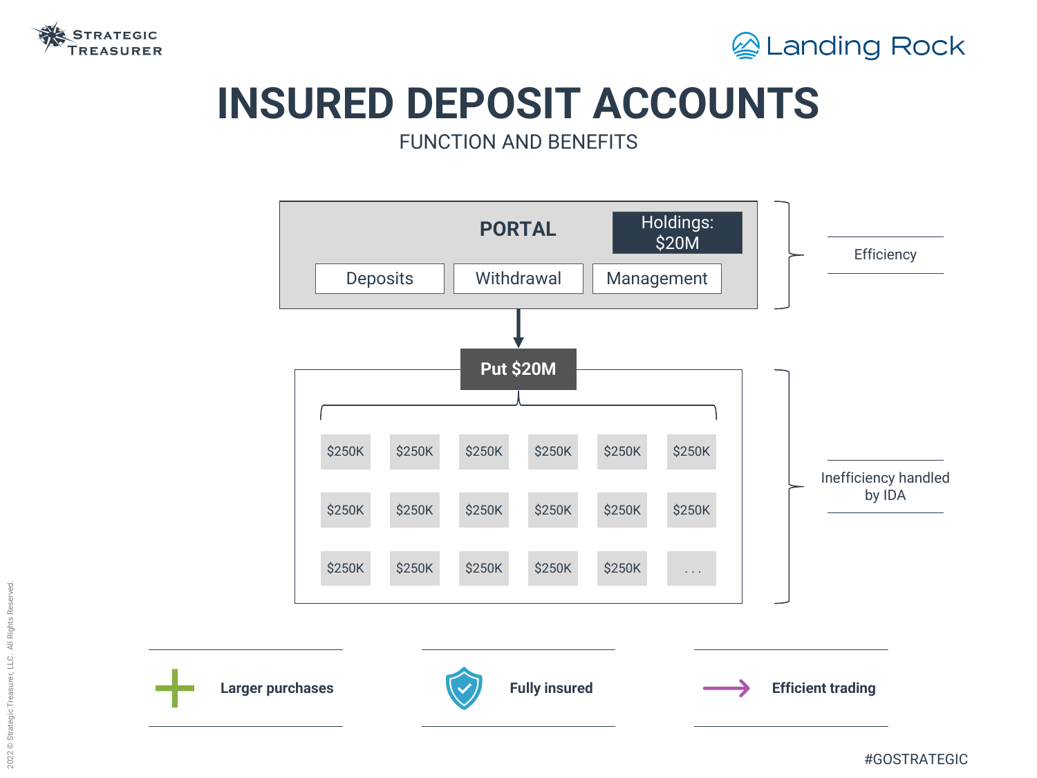# INSURED DEPOSIT ACCOUNTS

FUNCTION AND BENEFITS

**PORTAL**

Holdings: $20M

Deposits | Withdrawal | Management

Efficiency

**Put $20M**

| | | | | | |
|---|---|---|---|---|---|
| $250K | $250K | $250K | $250K | $250K | $250K |
| $250K | $250K | $250K | $250K | $250K | $250K |
| $250K | $250K | $250K | $250K | $250K | . . . |

Inefficiency handled by IDA

**Larger purchases**

**Fully insured**

**Efficient trading**

#GOSTRATEGIC

2022 © Strategic Treasurer, LLC. All Rights Reserved.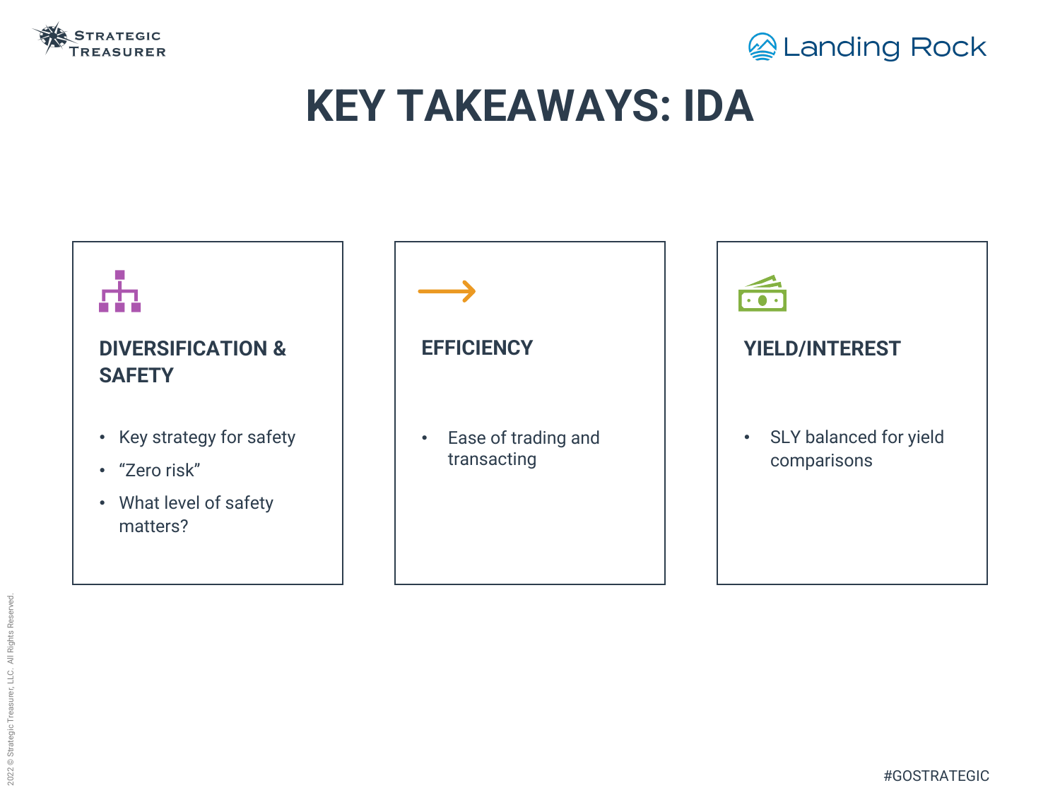# KEY TAKEAWAYS: IDA

### DIVERSIFICATION & SAFETY

- Key strategy for safety
- "Zero risk"
- What level of safety matters?

### EFFICIENCY

- Ease of trading and transacting

### YIELD/INTEREST

- SLY balanced for yield comparisons

#GOSTRATEGIC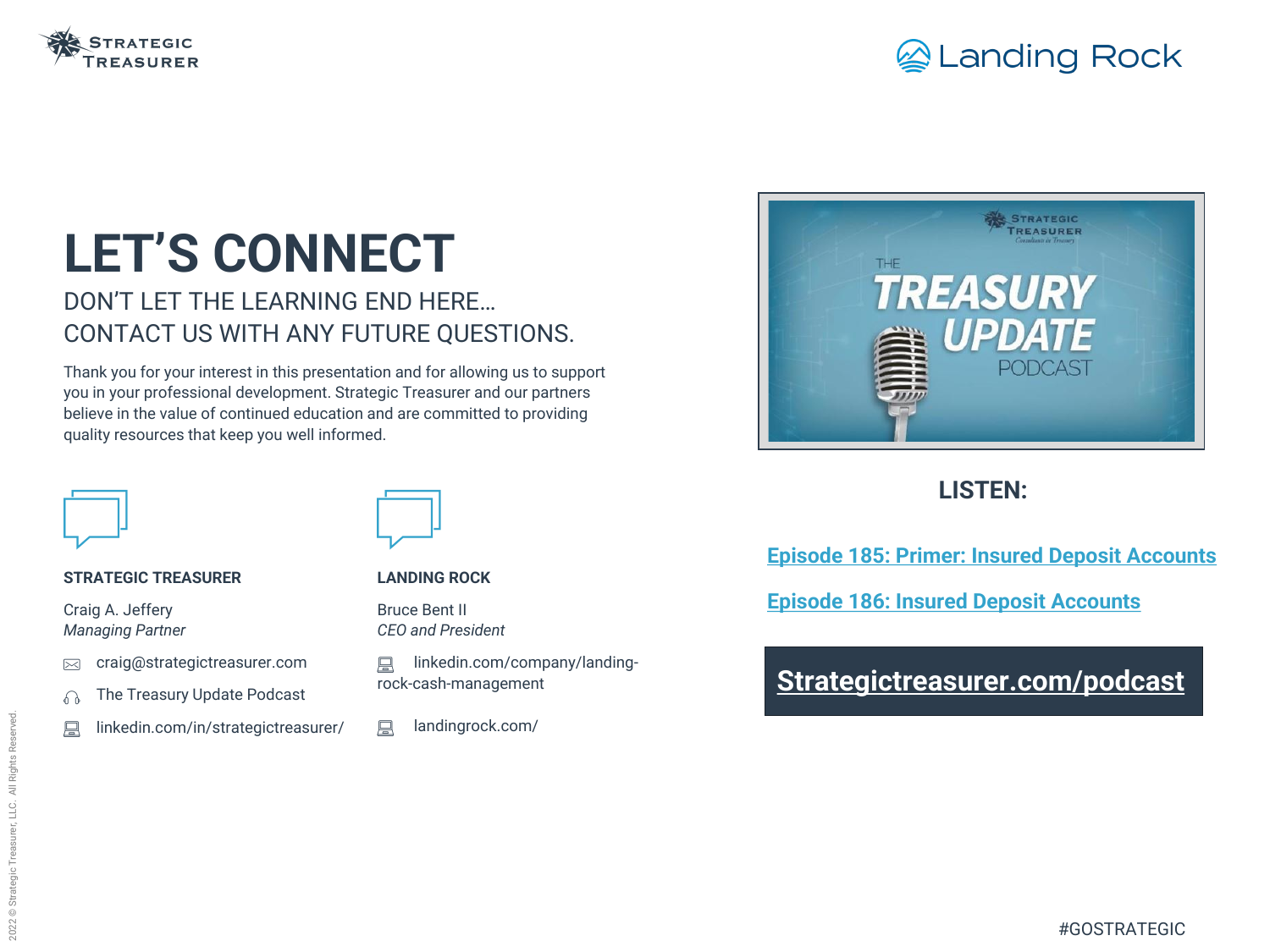# LET'S CONNECT

## DON'T LET THE LEARNING END HERE… CONTACT US WITH ANY FUTURE QUESTIONS.

Thank you for your interest in this presentation and for allowing us to support you in your professional development. Strategic Treasurer and our partners believe in the value of continued education and are committed to providing quality resources that keep you well informed.

**STRATEGIC TREASURER**

Craig A. Jeffery
*Managing Partner*

- craig@strategictreasurer.com
- The Treasury Update Podcast
- linkedin.com/in/strategictreasurer/

**LANDING ROCK**

Bruce Bent II
*CEO and President*

- linkedin.com/company/landing-rock-cash-management
- landingrock.com/

**LISTEN:**

Episode 185: Primer: Insured Deposit Accounts

Episode 186: Insured Deposit Accounts

**Strategictreasurer.com/podcast**

#GOSTRATEGIC